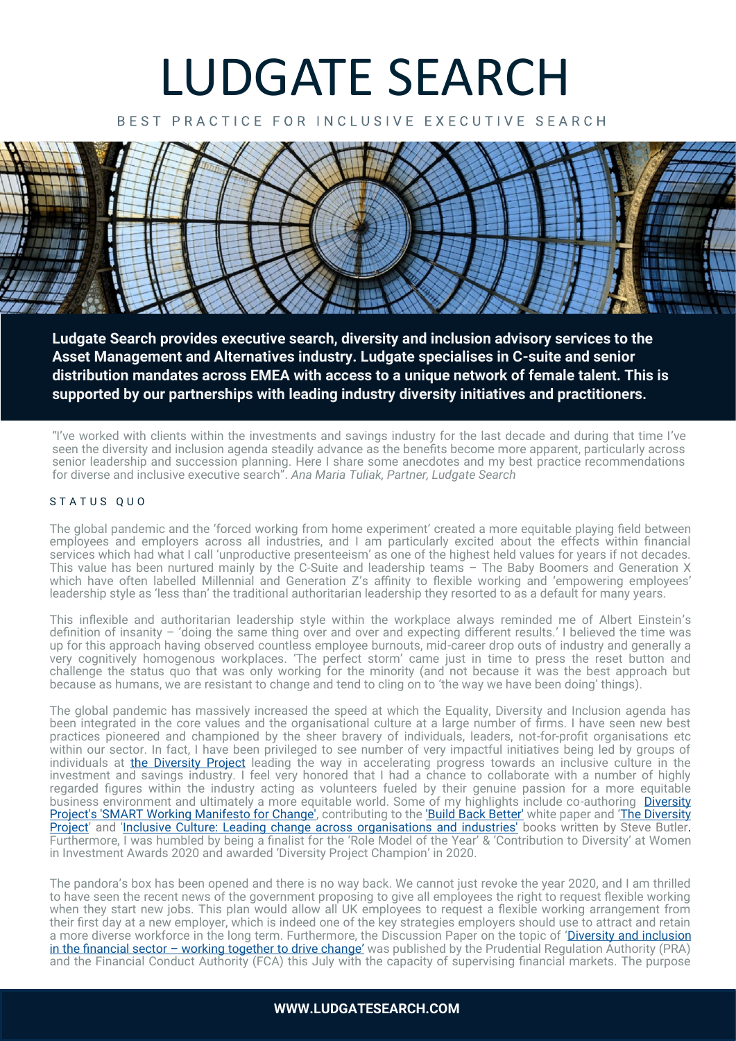# LUDGATE SEARCH

BEST PRACTICE FOR INCLUSIVE EXECUTIVE SEARCH

**Ludgate Search provides executive search, diversity and inclusion advisory services to the Asset Management and Alternatives industry. Ludgate specialises in C-suite and senior distribution mandates across EMEA with access to a unique network of female talent. This is supported by our partnerships with leading industry diversity initiatives and practitioners.**

"I've worked with clients within the investments and savings industry for the last decade and during that time I've seen the diversity and inclusion agenda steadily advance as the benefits become more apparent, particularly across senior leadership and succession planning. Here I share some anecdotes and my best practice recommendations for diverse and inclusive executive search". *Ana Maria Tuliak, Partner, Ludgate Search*

## STATUS QUO

The global pandemic and the 'forced working from home experiment' created a more equitable playing field between employees and employers across all industries, and I am particularly excited about the effects within financial services which had what I call 'unproductive presenteeism' as one of the highest held values for years if not decades. This value has been nurtured mainly by the C-Suite and leadership teams – The Baby Boomers and Generation X which have often labelled Millennial and Generation Z's affinity to flexible working and 'empowering employees' leadership style as 'less than' the traditional authoritarian leadership they resorted to as a default for many years.

This inflexible and authoritarian leadership style within the workplace always reminded me of Albert Einstein's definition of insanity – 'doing the same thing over and over and expecting different results.' I believed the time was up for this approach having observed countless employee burnouts, mid-career drop outs of industry and generally a very cognitively homogenous workplaces. 'The perfect storm' came just in time to press the reset button and challenge the status quo that was only working for the minority (and not because it was the best approach but because as humans, we are resistant to change and tend to cling on to 'the way we have been doing' things).

The global pandemic has massively increased the speed at which the Equality, Diversity and Inclusion agenda has been integrated in the core values and the organisational culture at a large number of firms. I have seen new best practices pioneered and championed by the sheer bravery of individuals, leaders, not-for-profit organisations etc within our sector. In fact, I have been privileged to see number of very impactful initiatives being led by groups of individuals at the Diversity Project leading the way in accelerating progress towards an inclusive culture in the investment and savings industry. I feel very honored that I had a chance to collaborate with a number of highly regarded figures within the industry acting as volunteers fueled by their genuine passion for a more equitable business environment and ultimately a more equitable world. Some of my highlights include co-authoring Diversity Project's 'SMART Working Manifesto for Change', contributing to the 'Build Back Better' white paper and 'The Diversity Project' and 'Inclusive Culture: Leading change across organisations and industries' books written by Steve Butler. Furthermore, I was humbled by being a finalist for the 'Role Model of the Year' & 'Contribution to Diversity' at Women in Investment Awards 2020 and awarded 'Diversity Project Champion' in 2020.

The pandora's box has been opened and there is no way back. We cannot just revoke the year 2020, and I am thrilled to have seen the recent news of the government proposing to give all employees the right to request flexible working when they start new jobs. This plan would allow all UK employees to request a flexible working arrangement from their first day at a new employer, which is indeed one of the key strategies employers should use to attract and retain a more diverse workforce in the long term. Furthermore, the Discussion Paper on the topic of 'Diversity and inclusion in the financial sector – working together to drive change' was published by the Prudential Regulation Authority (PRA) and the Financial Conduct Authority (FCA) this July with the capacity of supervising financial markets. The purpose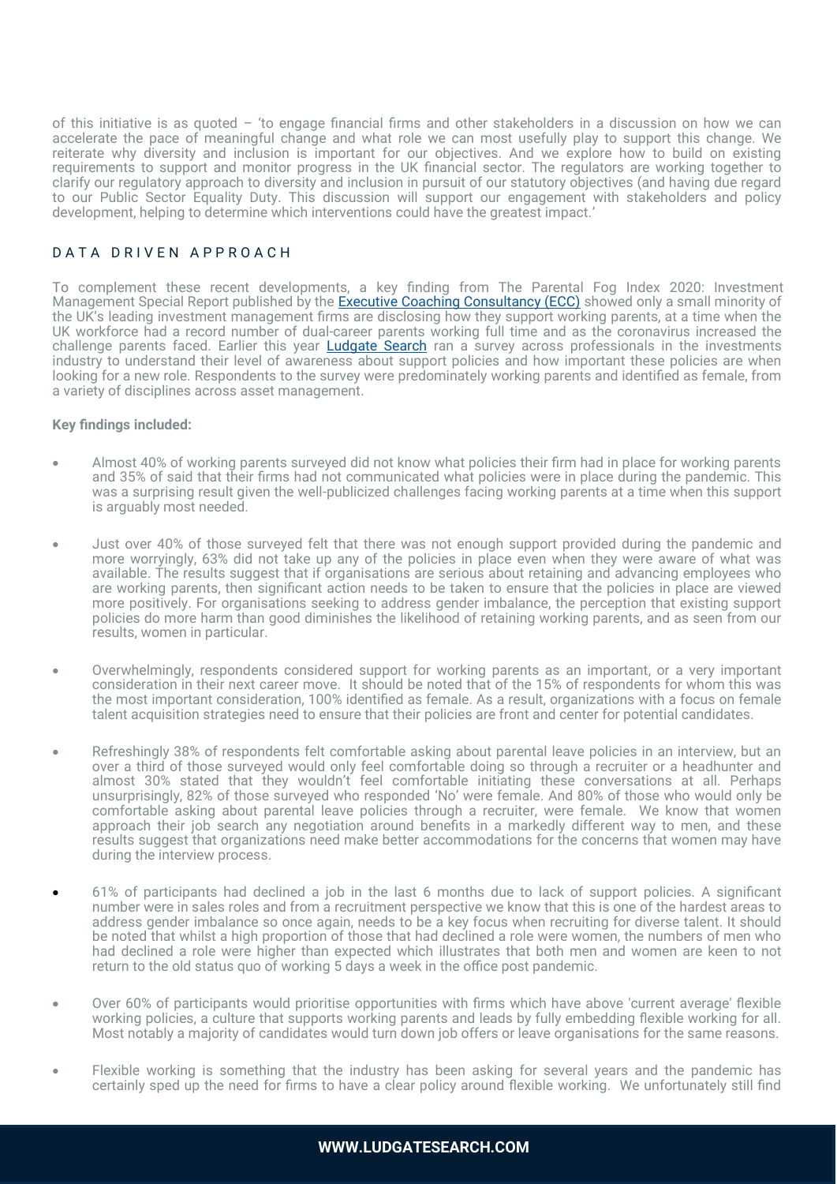of this initiative is as quoted – 'to engage financial firms and other stakeholders in a discussion on how we can accelerate the pace of meaningful change and what role we can most usefully play to support this change. We reiterate why diversity and inclusion is important for our objectives. And we explore how to build on existing requirements to support and monitor progress in the UK financial sector. The regulators are working together to clarify our regulatory approach to diversity and inclusion in pursuit of our statutory objectives (and having due regard to our Public Sector Equality Duty. This discussion will support our engagement with stakeholders and policy development, helping to determine which interventions could have the greatest impact.'

## DATA DRIVEN APPROACH

To complement these recent developments, a key finding from The Parental Fog Index 2020: Investment Management Special Report published by the Executive Coaching Consultancy (ECC) showed only a small minority of the UK's leading investment management firms are disclosing how they support working parents, at a time when the UK workforce had a record number of dual-career parents working full time and as the coronavirus increased the challenge parents faced. Earlier this year Ludgate Search ran a survey across professionals in the investments industry to understand their level of awareness about support policies and how important these policies are when looking for a new role. Respondents to the survey were predominately working parents and identified as female, from a variety of disciplines across asset management.

**Key findings included:**

- Almost 40% of working parents surveyed did not know what policies their firm had in place for working parents and 35% of said that their firms had not communicated what policies were in place during the pandemic. This was a surprising result given the well-publicized challenges facing working parents at a time when this support is arguably most needed.

- Just over 40% of those surveyed felt that there was not enough support provided during the pandemic and more worryingly, 63% did not take up any of the policies in place even when they were aware of what was available. The results suggest that if organisations are serious about retaining and advancing employees who are working parents, then significant action needs to be taken to ensure that the policies in place are viewed more positively. For organisations seeking to address gender imbalance, the perception that existing support policies do more harm than good diminishes the likelihood of retaining working parents, and as seen from our results, women in particular.

- Overwhelmingly, respondents considered support for working parents as an important, or a very important consideration in their next career move. It should be noted that of the 15% of respondents for whom this was the most important consideration, 100% identified as female. As a result, organizations with a focus on female talent acquisition strategies need to ensure that their policies are front and center for potential candidates.

- Refreshingly 38% of respondents felt comfortable asking about parental leave policies in an interview, but an over a third of those surveyed would only feel comfortable doing so through a recruiter or a headhunter and almost 30% stated that they wouldn't feel comfortable initiating these conversations at all. Perhaps unsurprisingly, 82% of those surveyed who responded 'No' were female. And 80% of those who would only be comfortable asking about parental leave policies through a recruiter, were female. We know that women approach their job search any negotiation around benefits in a markedly different way to men, and these results suggest that organizations need make better accommodations for the concerns that women may have during the interview process.

- 61% of participants had declined a job in the last 6 months due to lack of support policies. A significant number were in sales roles and from a recruitment perspective we know that this is one of the hardest areas to address gender imbalance so once again, needs to be a key focus when recruiting for diverse talent. It should be noted that whilst a high proportion of those that had declined a role were women, the numbers of men who had declined a role were higher than expected which illustrates that both men and women are keen to not return to the old status quo of working 5 days a week in the office post pandemic.

- Over 60% of participants would prioritise opportunities with firms which have above 'current average' flexible working policies, a culture that supports working parents and leads by fully embedding flexible working for all. Most notably a majority of candidates would turn down job offers or leave organisations for the same reasons.

- Flexible working is something that the industry has been asking for several years and the pandemic has certainly sped up the need for firms to have a clear policy around flexible working. We unfortunately still find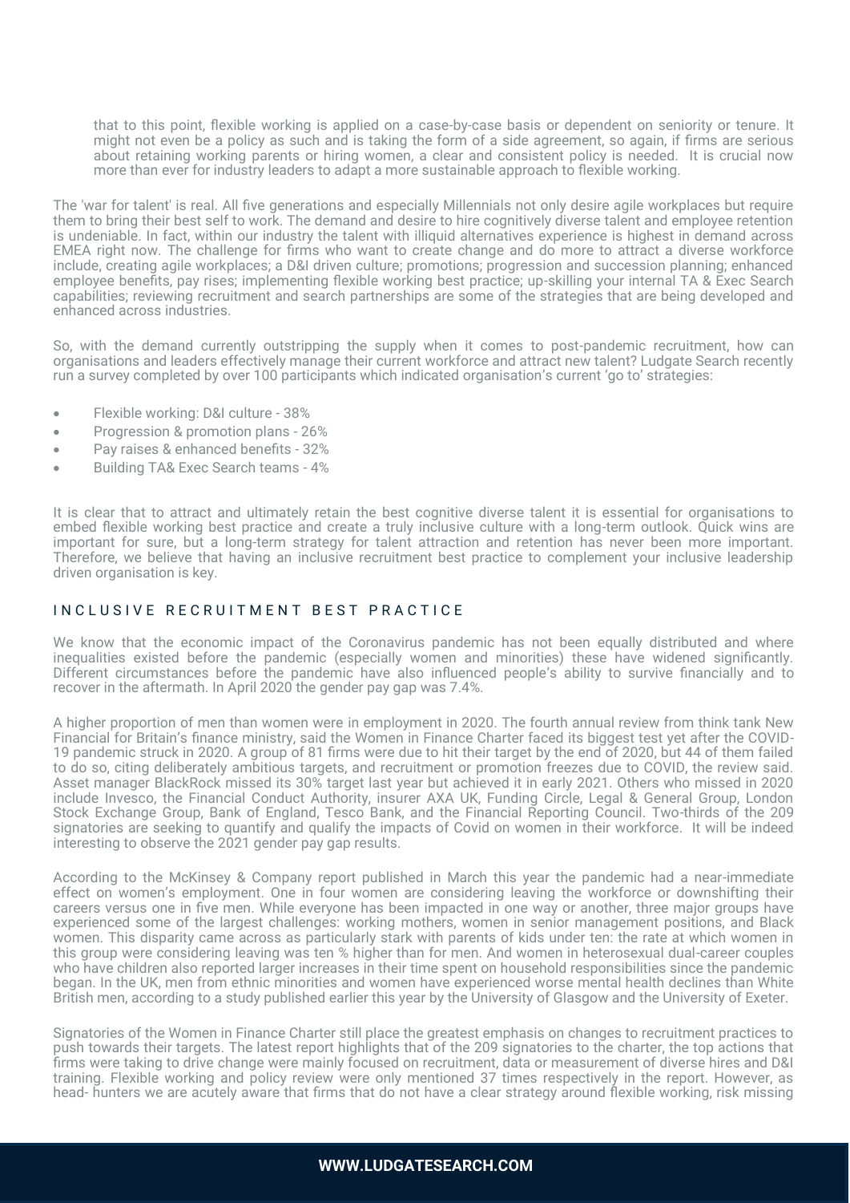that to this point, flexible working is applied on a case-by-case basis or dependent on seniority or tenure. It might not even be a policy as such and is taking the form of a side agreement, so again, if firms are serious about retaining working parents or hiring women, a clear and consistent policy is needed. It is crucial now more than ever for industry leaders to adapt a more sustainable approach to flexible working.

The 'war for talent' is real. All five generations and especially Millennials not only desire agile workplaces but require them to bring their best self to work. The demand and desire to hire cognitively diverse talent and employee retention is undeniable. In fact, within our industry the talent with illiquid alternatives experience is highest in demand across EMEA right now. The challenge for firms who want to create change and do more to attract a diverse workforce include, creating agile workplaces; a D&I driven culture; promotions; progression and succession planning; enhanced employee benefits, pay rises; implementing flexible working best practice; up-skilling your internal TA & Exec Search capabilities; reviewing recruitment and search partnerships are some of the strategies that are being developed and enhanced across industries.

So, with the demand currently outstripping the supply when it comes to post-pandemic recruitment, how can organisations and leaders effectively manage their current workforce and attract new talent? Ludgate Search recently run a survey completed by over 100 participants which indicated organisation's current 'go to' strategies:

- Flexible working: D&I culture - 38%
- Progression & promotion plans - 26%
- Pay raises & enhanced benefits - 32%
- Building TA& Exec Search teams - 4%

It is clear that to attract and ultimately retain the best cognitive diverse talent it is essential for organisations to embed flexible working best practice and create a truly inclusive culture with a long-term outlook. Quick wins are important for sure, but a long-term strategy for talent attraction and retention has never been more important. Therefore, we believe that having an inclusive recruitment best practice to complement your inclusive leadership driven organisation is key.

## INCLUSIVE RECRUITMENT BEST PRACTICE

We know that the economic impact of the Coronavirus pandemic has not been equally distributed and where inequalities existed before the pandemic (especially women and minorities) these have widened significantly. Different circumstances before the pandemic have also influenced people's ability to survive financially and to recover in the aftermath. In April 2020 the gender pay gap was 7.4%.

A higher proportion of men than women were in employment in 2020. The fourth annual review from think tank New Financial for Britain's finance ministry, said the Women in Finance Charter faced its biggest test yet after the COVID-19 pandemic struck in 2020. A group of 81 firms were due to hit their target by the end of 2020, but 44 of them failed to do so, citing deliberately ambitious targets, and recruitment or promotion freezes due to COVID, the review said. Asset manager BlackRock missed its 30% target last year but achieved it in early 2021. Others who missed in 2020 include Invesco, the Financial Conduct Authority, insurer AXA UK, Funding Circle, Legal & General Group, London Stock Exchange Group, Bank of England, Tesco Bank, and the Financial Reporting Council. Two-thirds of the 209 signatories are seeking to quantify and qualify the impacts of Covid on women in their workforce. It will be indeed interesting to observe the 2021 gender pay gap results.

According to the McKinsey & Company report published in March this year the pandemic had a near-immediate effect on women's employment. One in four women are considering leaving the workforce or downshifting their careers versus one in five men. While everyone has been impacted in one way or another, three major groups have experienced some of the largest challenges: working mothers, women in senior management positions, and Black women. This disparity came across as particularly stark with parents of kids under ten: the rate at which women in this group were considering leaving was ten % higher than for men. And women in heterosexual dual-career couples who have children also reported larger increases in their time spent on household responsibilities since the pandemic began. In the UK, men from ethnic minorities and women have experienced worse mental health declines than White British men, according to a study published earlier this year by the University of Glasgow and the University of Exeter.

Signatories of the Women in Finance Charter still place the greatest emphasis on changes to recruitment practices to push towards their targets. The latest report highlights that of the 209 signatories to the charter, the top actions that firms were taking to drive change were mainly focused on recruitment, data or measurement of diverse hires and D&I training. Flexible working and policy review were only mentioned 37 times respectively in the report. However, as head- hunters we are acutely aware that firms that do not have a clear strategy around flexible working, risk missing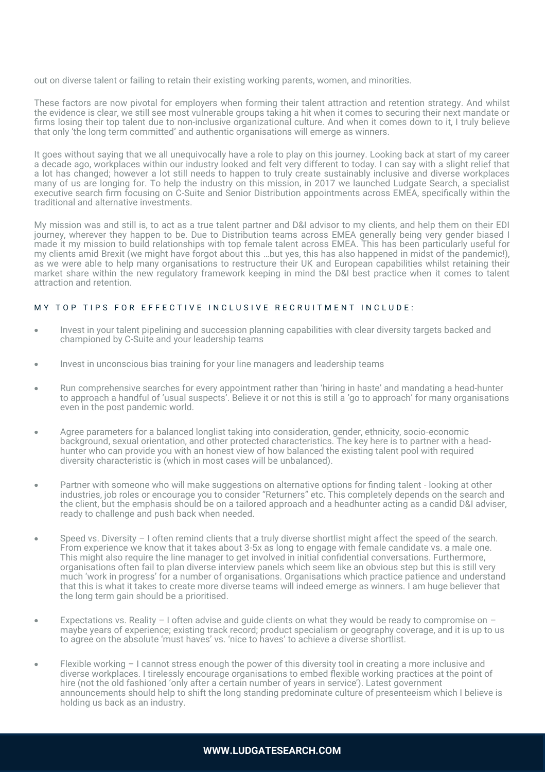out on diverse talent or failing to retain their existing working parents, women, and minorities.

These factors are now pivotal for employers when forming their talent attraction and retention strategy. And whilst the evidence is clear, we still see most vulnerable groups taking a hit when it comes to securing their next mandate or firms losing their top talent due to non-inclusive organizational culture. And when it comes down to it, I truly believe that only 'the long term committed' and authentic organisations will emerge as winners.

It goes without saying that we all unequivocally have a role to play on this journey. Looking back at start of my career a decade ago, workplaces within our industry looked and felt very different to today. I can say with a slight relief that a lot has changed; however a lot still needs to happen to truly create sustainably inclusive and diverse workplaces many of us are longing for. To help the industry on this mission, in 2017 we launched Ludgate Search, a specialist executive search firm focusing on C-Suite and Senior Distribution appointments across EMEA, specifically within the traditional and alternative investments.

My mission was and still is, to act as a true talent partner and D&I advisor to my clients, and help them on their EDI journey, wherever they happen to be. Due to Distribution teams across EMEA generally being very gender biased I made it my mission to build relationships with top female talent across EMEA. This has been particularly useful for my clients amid Brexit (we might have forgot about this …but yes, this has also happened in midst of the pandemic!), as we were able to help many organisations to restructure their UK and European capabilities whilst retaining their market share within the new regulatory framework keeping in mind the D&I best practice when it comes to talent attraction and retention.

### MY TOP TIPS FOR EFFECTIVE INCLUSIVE RECRUITMENT INCLUDE:

- Invest in your talent pipelining and succession planning capabilities with clear diversity targets backed and championed by C-Suite and your leadership teams
- Invest in unconscious bias training for your line managers and leadership teams
- Run comprehensive searches for every appointment rather than 'hiring in haste' and mandating a head-hunter to approach a handful of 'usual suspects'. Believe it or not this is still a 'go to approach' for many organisations even in the post pandemic world.
- Agree parameters for a balanced longlist taking into consideration, gender, ethnicity, socio-economic background, sexual orientation, and other protected characteristics. The key here is to partner with a head-hunter who can provide you with an honest view of how balanced the existing talent pool with required diversity characteristic is (which in most cases will be unbalanced).
- Partner with someone who will make suggestions on alternative options for finding talent - looking at other industries, job roles or encourage you to consider "Returners" etc. This completely depends on the search and the client, but the emphasis should be on a tailored approach and a headhunter acting as a candid D&I adviser, ready to challenge and push back when needed.
- Speed vs. Diversity – I often remind clients that a truly diverse shortlist might affect the speed of the search. From experience we know that it takes about 3-5x as long to engage with female candidate vs. a male one. This might also require the line manager to get involved in initial confidential conversations. Furthermore, organisations often fail to plan diverse interview panels which seem like an obvious step but this is still very much 'work in progress' for a number of organisations. Organisations which practice patience and understand that this is what it takes to create more diverse teams will indeed emerge as winners. I am huge believer that the long term gain should be a prioritised.
- Expectations vs. Reality – I often advise and guide clients on what they would be ready to compromise on – maybe years of experience; existing track record; product specialism or geography coverage, and it is up to us to agree on the absolute 'must haves' vs. 'nice to haves' to achieve a diverse shortlist.
- Flexible working – I cannot stress enough the power of this diversity tool in creating a more inclusive and diverse workplaces. I tirelessly encourage organisations to embed flexible working practices at the point of hire (not the old fashioned 'only after a certain number of years in service'). Latest government announcements should help to shift the long standing predominate culture of presenteeism which I believe is holding us back as an industry.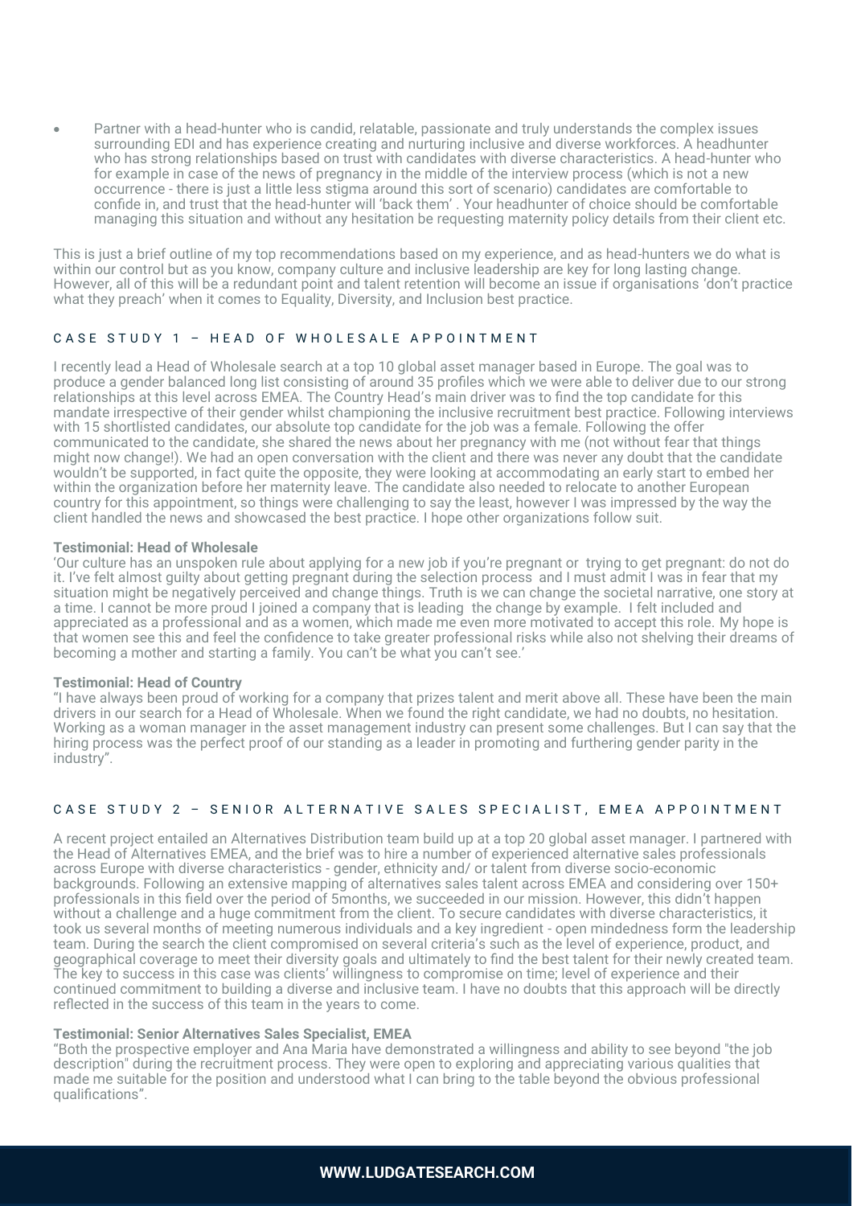- Partner with a head-hunter who is candid, relatable, passionate and truly understands the complex issues surrounding EDI and has experience creating and nurturing inclusive and diverse workforces. A headhunter who has strong relationships based on trust with candidates with diverse characteristics. A head-hunter who for example in case of the news of pregnancy in the middle of the interview process (which is not a new occurrence - there is just a little less stigma around this sort of scenario) candidates are comfortable to confide in, and trust that the head-hunter will 'back them' . Your headhunter of choice should be comfortable managing this situation and without any hesitation be requesting maternity policy details from their client etc.

This is just a brief outline of my top recommendations based on my experience, and as head-hunters we do what is within our control but as you know, company culture and inclusive leadership are key for long lasting change. However, all of this will be a redundant point and talent retention will become an issue if organisations 'don't practice what they preach' when it comes to Equality, Diversity, and Inclusion best practice.

## CASE STUDY 1 – HEAD OF WHOLESALE APPOINTMENT

I recently lead a Head of Wholesale search at a top 10 global asset manager based in Europe. The goal was to produce a gender balanced long list consisting of around 35 profiles which we were able to deliver due to our strong relationships at this level across EMEA. The Country Head's main driver was to find the top candidate for this mandate irrespective of their gender whilst championing the inclusive recruitment best practice. Following interviews with 15 shortlisted candidates, our absolute top candidate for the job was a female. Following the offer communicated to the candidate, she shared the news about her pregnancy with me (not without fear that things might now change!). We had an open conversation with the client and there was never any doubt that the candidate wouldn't be supported, in fact quite the opposite, they were looking at accommodating an early start to embed her within the organization before her maternity leave. The candidate also needed to relocate to another European country for this appointment, so things were challenging to say the least, however I was impressed by the way the client handled the news and showcased the best practice. I hope other organizations follow suit.

**Testimonial: Head of Wholesale**

'Our culture has an unspoken rule about applying for a new job if you're pregnant or trying to get pregnant: do not do it. I've felt almost guilty about getting pregnant during the selection process and I must admit I was in fear that my situation might be negatively perceived and change things. Truth is we can change the societal narrative, one story at a time. I cannot be more proud I joined a company that is leading the change by example. I felt included and appreciated as a professional and as a women, which made me even more motivated to accept this role. My hope is that women see this and feel the confidence to take greater professional risks while also not shelving their dreams of becoming a mother and starting a family. You can't be what you can't see.'

**Testimonial: Head of Country**

"I have always been proud of working for a company that prizes talent and merit above all. These have been the main drivers in our search for a Head of Wholesale. When we found the right candidate, we had no doubts, no hesitation. Working as a woman manager in the asset management industry can present some challenges. But I can say that the hiring process was the perfect proof of our standing as a leader in promoting and furthering gender parity in the industry".

## CASE STUDY 2 – SENIOR ALTERNATIVE SALES SPECIALIST, EMEA APPOINTMENT

A recent project entailed an Alternatives Distribution team build up at a top 20 global asset manager. I partnered with the Head of Alternatives EMEA, and the brief was to hire a number of experienced alternative sales professionals across Europe with diverse characteristics - gender, ethnicity and/ or talent from diverse socio-economic backgrounds. Following an extensive mapping of alternatives sales talent across EMEA and considering over 150+ professionals in this field over the period of 5months, we succeeded in our mission. However, this didn't happen without a challenge and a huge commitment from the client. To secure candidates with diverse characteristics, it took us several months of meeting numerous individuals and a key ingredient - open mindedness form the leadership team. During the search the client compromised on several criteria's such as the level of experience, product, and geographical coverage to meet their diversity goals and ultimately to find the best talent for their newly created team. The key to success in this case was clients' willingness to compromise on time; level of experience and their continued commitment to building a diverse and inclusive team. I have no doubts that this approach will be directly reflected in the success of this team in the years to come.

**Testimonial: Senior Alternatives Sales Specialist, EMEA**

"Both the prospective employer and Ana Maria have demonstrated a willingness and ability to see beyond "the job description" during the recruitment process. They were open to exploring and appreciating various qualities that made me suitable for the position and understood what I can bring to the table beyond the obvious professional qualifications".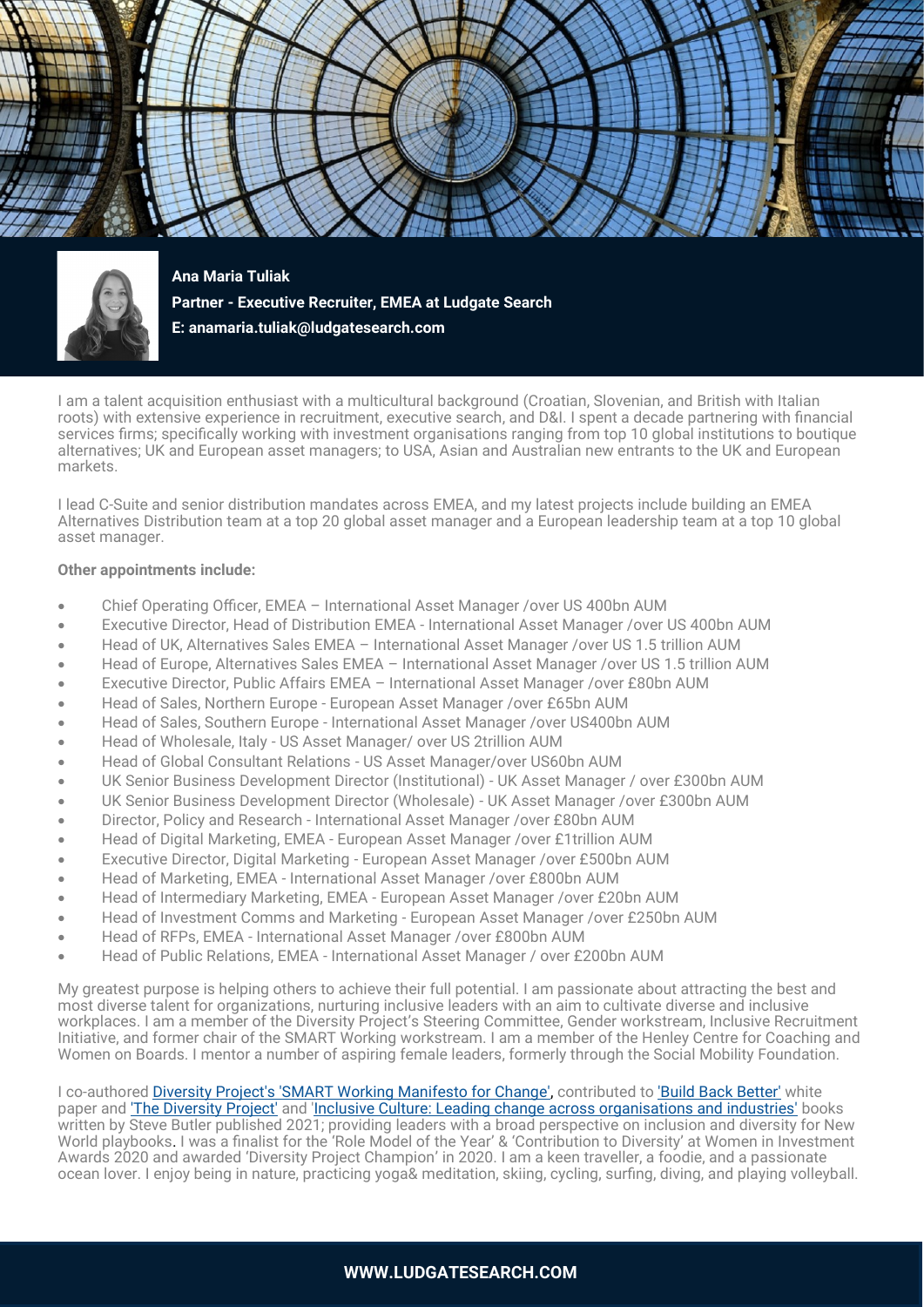**Ana Maria Tuliak**

**Partner - Executive Recruiter, EMEA at Ludgate Search**

**E: anamaria.tuliak@ludgatesearch.com**

I am a talent acquisition enthusiast with a multicultural background (Croatian, Slovenian, and British with Italian roots) with extensive experience in recruitment, executive search, and D&I. I spent a decade partnering with financial services firms; specifically working with investment organisations ranging from top 10 global institutions to boutique alternatives; UK and European asset managers; to USA, Asian and Australian new entrants to the UK and European markets.

I lead C-Suite and senior distribution mandates across EMEA, and my latest projects include building an EMEA Alternatives Distribution team at a top 20 global asset manager and a European leadership team at a top 10 global asset manager.

**Other appointments include:**

- Chief Operating Officer, EMEA – International Asset Manager /over US 400bn AUM
- Executive Director, Head of Distribution EMEA - International Asset Manager /over US 400bn AUM
- Head of UK, Alternatives Sales EMEA – International Asset Manager /over US 1.5 trillion AUM
- Head of Europe, Alternatives Sales EMEA – International Asset Manager /over US 1.5 trillion AUM
- Executive Director, Public Affairs EMEA – International Asset Manager /over £80bn AUM
- Head of Sales, Northern Europe - European Asset Manager /over £65bn AUM
- Head of Sales, Southern Europe - International Asset Manager /over US400bn AUM
- Head of Wholesale, Italy - US Asset Manager/ over US 2trillion AUM
- Head of Global Consultant Relations - US Asset Manager/over US60bn AUM
- UK Senior Business Development Director (Institutional) - UK Asset Manager / over £300bn AUM
- UK Senior Business Development Director (Wholesale) - UK Asset Manager /over £300bn AUM
- Director, Policy and Research - International Asset Manager /over £80bn AUM
- Head of Digital Marketing, EMEA - European Asset Manager /over £1trillion AUM
- Executive Director, Digital Marketing - European Asset Manager /over £500bn AUM
- Head of Marketing, EMEA - International Asset Manager /over £800bn AUM
- Head of Intermediary Marketing, EMEA - European Asset Manager /over £20bn AUM
- Head of Investment Comms and Marketing - European Asset Manager /over £250bn AUM
- Head of RFPs, EMEA - International Asset Manager /over £800bn AUM
- Head of Public Relations, EMEA - International Asset Manager / over £200bn AUM

My greatest purpose is helping others to achieve their full potential. I am passionate about attracting the best and most diverse talent for organizations, nurturing inclusive leaders with an aim to cultivate diverse and inclusive workplaces. I am a member of the Diversity Project's Steering Committee, Gender workstream, Inclusive Recruitment Initiative, and former chair of the SMART Working workstream. I am a member of the Henley Centre for Coaching and Women on Boards. I mentor a number of aspiring female leaders, formerly through the Social Mobility Foundation.

I co-authored Diversity Project's 'SMART Working Manifesto for Change', contributed to 'Build Back Better' white paper and 'The Diversity Project' and 'Inclusive Culture: Leading change across organisations and industries' books written by Steve Butler published 2021; providing leaders with a broad perspective on inclusion and diversity for New World playbooks. I was a finalist for the 'Role Model of the Year' & 'Contribution to Diversity' at Women in Investment Awards 2020 and awarded 'Diversity Project Champion' in 2020. I am a keen traveller, a foodie, and a passionate ocean lover. I enjoy being in nature, practicing yoga& meditation, skiing, cycling, surfing, diving, and playing volleyball.

**WWW.LUDGATESEARCH.COM**